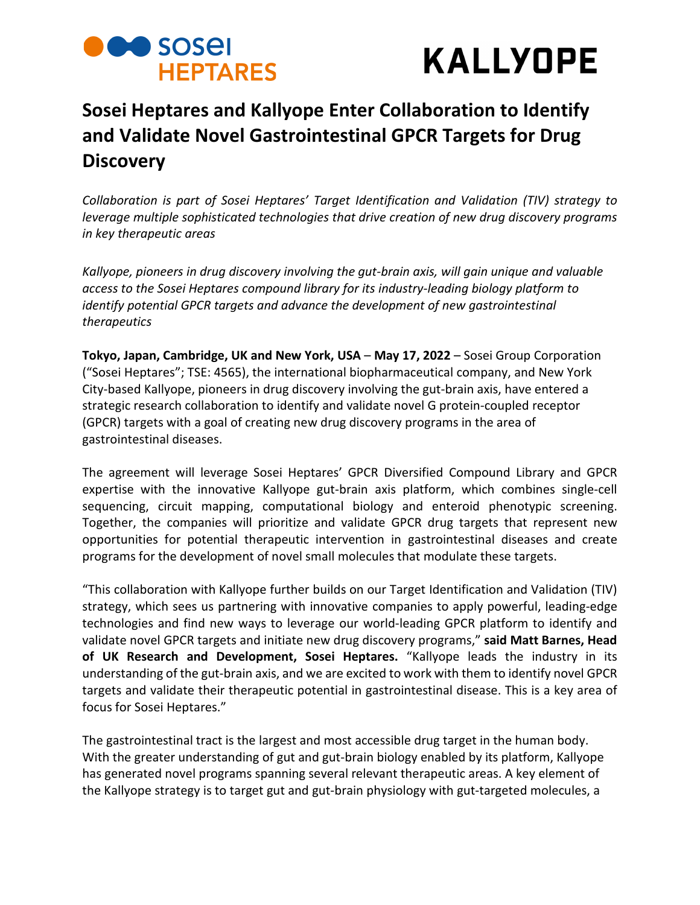# Sosei Heptares and Kallyope Enter Collaboration to Identify and Validate Novel Gastrointestinal GPCR Targets for Drug Discovery

*Collaboration is part of Sosei Heptares' Target Identification and Validation (TIV) strategy to leverage multiple sophisticated technologies that drive creation of new drug discovery programs in key therapeutic areas*

*Kallyope, pioneers in drug discovery involving the gut-brain axis, will gain unique and valuable access to the Sosei Heptares compound library for its industry-leading biology platform to identify potential GPCR targets and advance the development of new gastrointestinal therapeutics*

**Tokyo, Japan, Cambridge, UK and New York, USA** – **May 17, 2022** – Sosei Group Corporation ("Sosei Heptares"; TSE: 4565), the international biopharmaceutical company, and New York City-based Kallyope, pioneers in drug discovery involving the gut-brain axis, have entered a strategic research collaboration to identify and validate novel G protein-coupled receptor (GPCR) targets with a goal of creating new drug discovery programs in the area of gastrointestinal diseases.

The agreement will leverage Sosei Heptares' GPCR Diversified Compound Library and GPCR expertise with the innovative Kallyope gut-brain axis platform, which combines single-cell sequencing, circuit mapping, computational biology and enteroid phenotypic screening. Together, the companies will prioritize and validate GPCR drug targets that represent new opportunities for potential therapeutic intervention in gastrointestinal diseases and create programs for the development of novel small molecules that modulate these targets.

"This collaboration with Kallyope further builds on our Target Identification and Validation (TIV) strategy, which sees us partnering with innovative companies to apply powerful, leading-edge technologies and find new ways to leverage our world-leading GPCR platform to identify and validate novel GPCR targets and initiate new drug discovery programs," **said Matt Barnes, Head of UK Research and Development, Sosei Heptares.** "Kallyope leads the industry in its understanding of the gut-brain axis, and we are excited to work with them to identify novel GPCR targets and validate their therapeutic potential in gastrointestinal disease. This is a key area of focus for Sosei Heptares."

The gastrointestinal tract is the largest and most accessible drug target in the human body. With the greater understanding of gut and gut-brain biology enabled by its platform, Kallyope has generated novel programs spanning several relevant therapeutic areas. A key element of the Kallyope strategy is to target gut and gut-brain physiology with gut-targeted molecules, a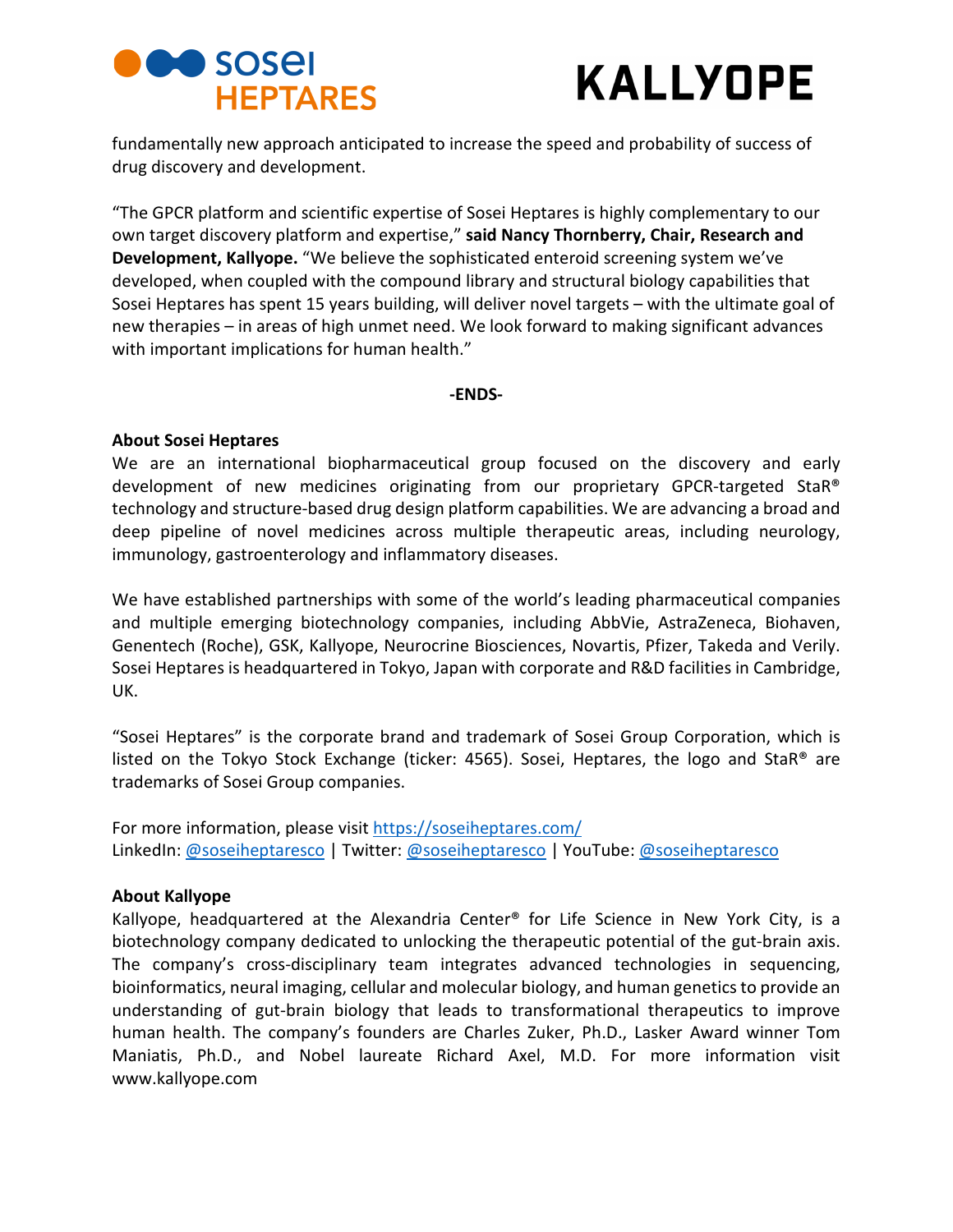fundamentally new approach anticipated to increase the speed and probability of success of drug discovery and development.

"The GPCR platform and scientific expertise of Sosei Heptares is highly complementary to our own target discovery platform and expertise," **said Nancy Thornberry, Chair, Research and Development, Kallyope.** "We believe the sophisticated enteroid screening system we've developed, when coupled with the compound library and structural biology capabilities that Sosei Heptares has spent 15 years building, will deliver novel targets – with the ultimate goal of new therapies – in areas of high unmet need. We look forward to making significant advances with important implications for human health."

**-ENDS-**

**About Sosei Heptares**

We are an international biopharmaceutical group focused on the discovery and early development of new medicines originating from our proprietary GPCR-targeted StaR® technology and structure-based drug design platform capabilities. We are advancing a broad and deep pipeline of novel medicines across multiple therapeutic areas, including neurology, immunology, gastroenterology and inflammatory diseases.

We have established partnerships with some of the world's leading pharmaceutical companies and multiple emerging biotechnology companies, including AbbVie, AstraZeneca, Biohaven, Genentech (Roche), GSK, Kallyope, Neurocrine Biosciences, Novartis, Pfizer, Takeda and Verily. Sosei Heptares is headquartered in Tokyo, Japan with corporate and R&D facilities in Cambridge, UK.

"Sosei Heptares" is the corporate brand and trademark of Sosei Group Corporation, which is listed on the Tokyo Stock Exchange (ticker: 4565). Sosei, Heptares, the logo and StaR® are trademarks of Sosei Group companies.

For more information, please visit https://soseiheptares.com/
LinkedIn: @soseiheptaresco | Twitter: @soseiheptaresco | YouTube: @soseiheptaresco

**About Kallyope**

Kallyope, headquartered at the Alexandria Center® for Life Science in New York City, is a biotechnology company dedicated to unlocking the therapeutic potential of the gut-brain axis. The company's cross-disciplinary team integrates advanced technologies in sequencing, bioinformatics, neural imaging, cellular and molecular biology, and human genetics to provide an understanding of gut-brain biology that leads to transformational therapeutics to improve human health. The company's founders are Charles Zuker, Ph.D., Lasker Award winner Tom Maniatis, Ph.D., and Nobel laureate Richard Axel, M.D. For more information visit www.kallyope.com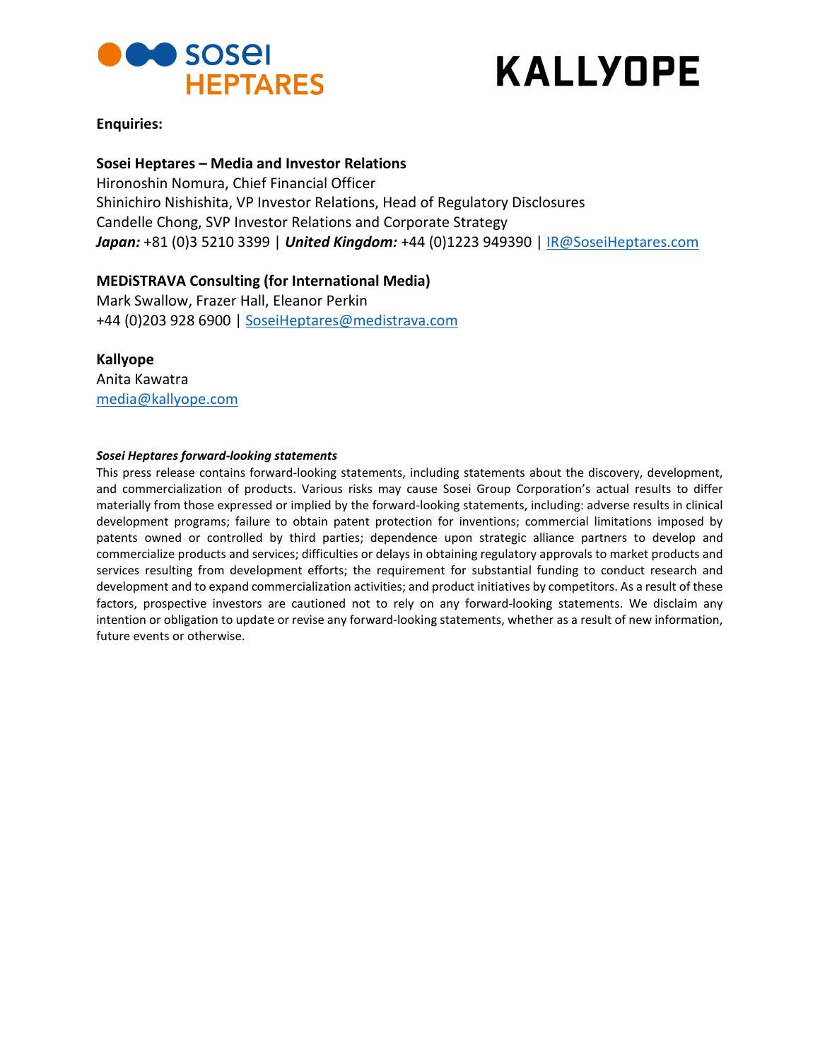**Enquiries:**

**Sosei Heptares – Media and Investor Relations**
Hironoshin Nomura, Chief Financial Officer
Shinichiro Nishishita, VP Investor Relations, Head of Regulatory Disclosures
Candelle Chong, SVP Investor Relations and Corporate Strategy
***Japan:*** +81 (0)3 5210 3399 | ***United Kingdom:*** +44 (0)1223 949390 | IR@SoseiHeptares.com

**MEDiSTRAVA Consulting (for International Media)**
Mark Swallow, Frazer Hall, Eleanor Perkin
+44 (0)203 928 6900 | SoseiHeptares@medistrava.com

**Kallyope**
Anita Kawatra
media@kallyope.com

***Sosei Heptares forward-looking statements***

This press release contains forward-looking statements, including statements about the discovery, development, and commercialization of products. Various risks may cause Sosei Group Corporation's actual results to differ materially from those expressed or implied by the forward-looking statements, including: adverse results in clinical development programs; failure to obtain patent protection for inventions; commercial limitations imposed by patents owned or controlled by third parties; dependence upon strategic alliance partners to develop and commercialize products and services; difficulties or delays in obtaining regulatory approvals to market products and services resulting from development efforts; the requirement for substantial funding to conduct research and development and to expand commercialization activities; and product initiatives by competitors. As a result of these factors, prospective investors are cautioned not to rely on any forward-looking statements. We disclaim any intention or obligation to update or revise any forward-looking statements, whether as a result of new information, future events or otherwise.